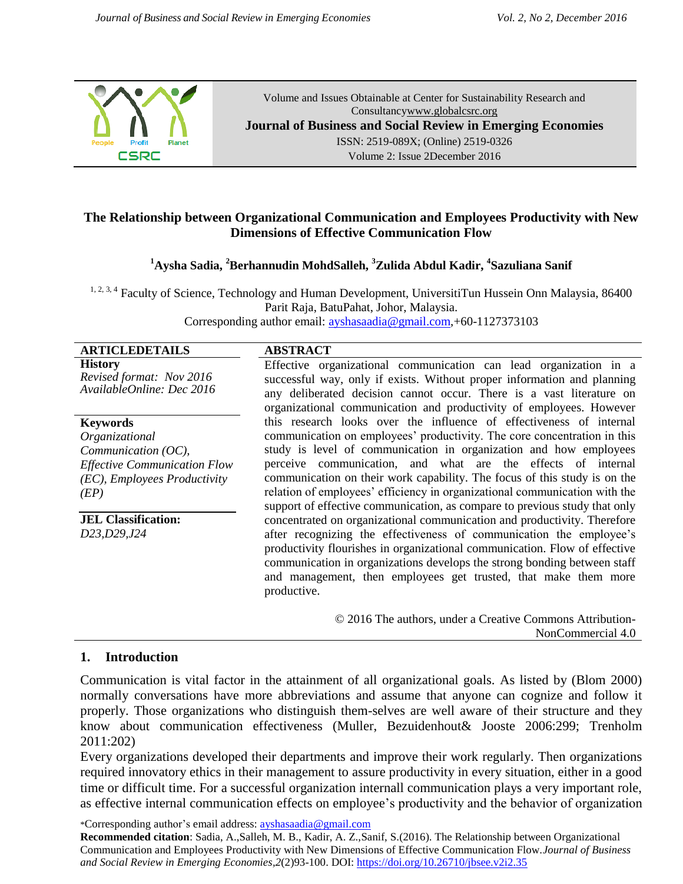Volume and Issues Obtainable at Center for Sustainability Research and Consultancywww.globalcsrc.org

**Journal of Business and Social Review in Emerging Economies**

ISSN: 2519-089X; (Online) 2519-0326

Volume 2: Issue 2December 2016

# The Relationship between Organizational Communication and Employees Productivity with New Dimensions of Effective Communication Flow

**[1]Aysha Sadia, [2]Berhannudin MohdSalleh, [3]Zulida Abdul Kadir, [4]Sazuliana Sanif**

[1, 2, 3, 4] Faculty of Science, Technology and Human Development, UniversitiTun Hussein Onn Malaysia, 86400 Parit Raja, BatuPahat, Johor, Malaysia.

Corresponding author email: ayshasaadia@gmail.com,+60-1127373103

**ARTICLEDETAILS**

**History**

*Revised format: Nov 2016*
*AvailableOnline: Dec 2016*

**Keywords**

*Organizational Communication (OC), Effective Communication Flow (EC), Employees Productivity (EP)*

**JEL Classification:**

*D23,D29,J24*

**ABSTRACT**

Effective organizational communication can lead organization in a successful way, only if exists. Without proper information and planning any deliberated decision cannot occur. There is a vast literature on organizational communication and productivity of employees. However this research looks over the influence of effectiveness of internal communication on employees' productivity. The core concentration in this study is level of communication in organization and how employees perceive communication, and what are the effects of internal communication on their work capability. The focus of this study is on the relation of employees' efficiency in organizational communication with the support of effective communication, as compare to previous study that only concentrated on organizational communication and productivity. Therefore after recognizing the effectiveness of communication the employee's productivity flourishes in organizational communication. Flow of effective communication in organizations develops the strong bonding between staff and management, then employees get trusted, that make them more productive.

© 2016 The authors, under a Creative Commons Attribution-NonCommercial 4.0

## 1. Introduction

Communication is vital factor in the attainment of all organizational goals. As listed by (Blom 2000) normally conversations have more abbreviations and assume that anyone can cognize and follow it properly. Those organizations who distinguish them-selves are well aware of their structure and they know about communication effectiveness (Muller, Bezuidenhout& Jooste 2006:299; Trenholm 2011:202)

Every organizations developed their departments and improve their work regularly. Then organizations required innovatory ethics in their management to assure productivity in every situation, either in a good time or difficult time. For a successful organization internall communication plays a very important role, as effective internal communication effects on employee's productivity and the behavior of organization

*Corresponding author's email address: ayshasaadia@gmail.com

**Recommended citation**: Sadia, A.,Salleh, M. B., Kadir, A. Z.,Sanif, S.(2016). The Relationship between Organizational Communication and Employees Productivity with New Dimensions of Effective Communication Flow.*Journal of Business and Social Review in Emerging Economies*,*2*(2)93-100. DOI: https://doi.org/10.26710/jbsee.v2i2.35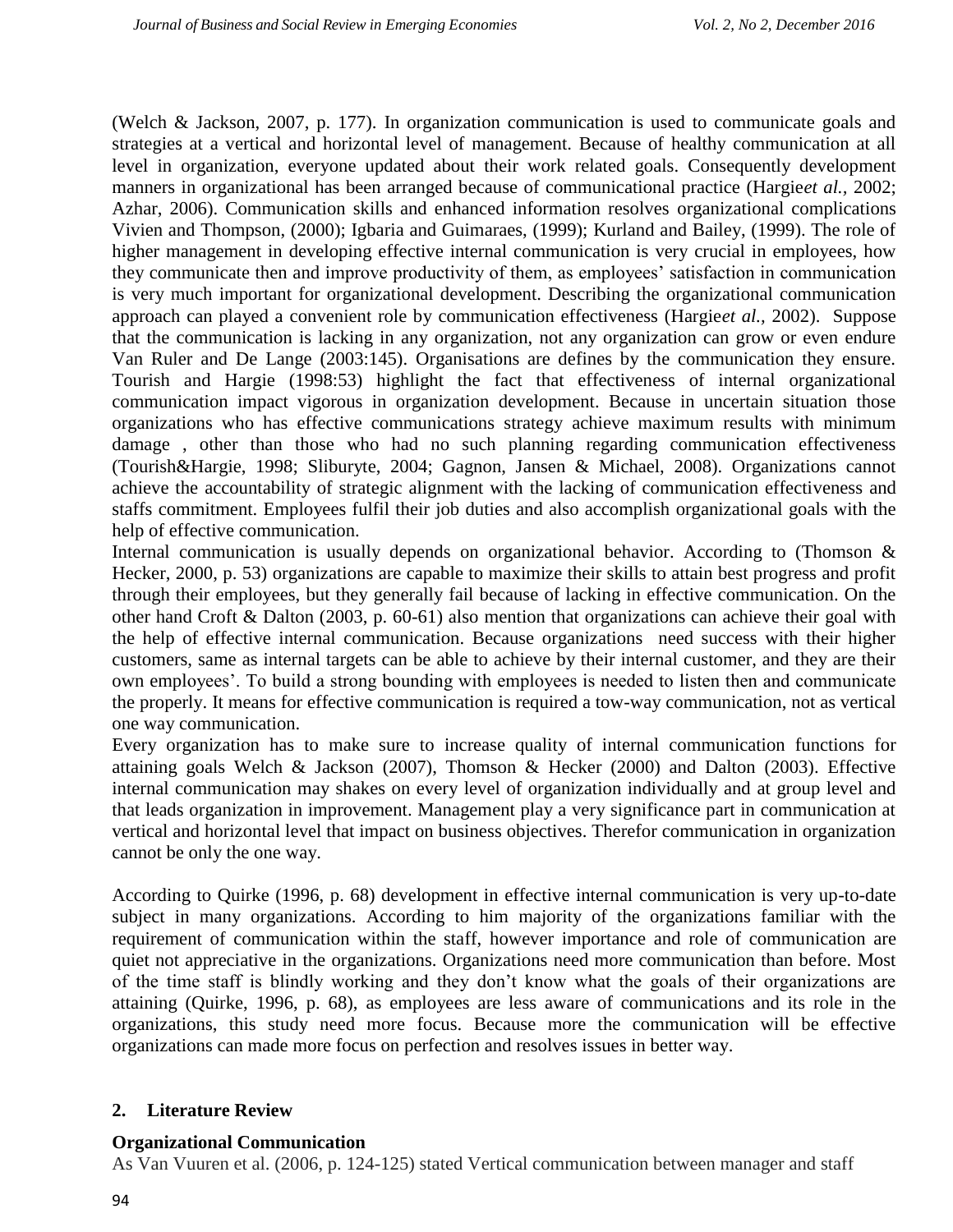(Welch & Jackson, 2007, p. 177). In organization communication is used to communicate goals and strategies at a vertical and horizontal level of management. Because of healthy communication at all level in organization, everyone updated about their work related goals. Consequently development manners in organizational has been arranged because of communicational practice (Hargie*et al.*, 2002; Azhar, 2006). Communication skills and enhanced information resolves organizational complications Vivien and Thompson, (2000); Igbaria and Guimaraes, (1999); Kurland and Bailey, (1999). The role of higher management in developing effective internal communication is very crucial in employees, how they communicate then and improve productivity of them, as employees' satisfaction in communication is very much important for organizational development. Describing the organizational communication approach can played a convenient role by communication effectiveness (Hargie*et al.*, 2002). Suppose that the communication is lacking in any organization, not any organization can grow or even endure Van Ruler and De Lange (2003:145). Organisations are defines by the communication they ensure. Tourish and Hargie (1998:53) highlight the fact that effectiveness of internal organizational communication impact vigorous in organization development. Because in uncertain situation those organizations who has effective communications strategy achieve maximum results with minimum damage , other than those who had no such planning regarding communication effectiveness (Tourish&Hargie, 1998; Sliburyte, 2004; Gagnon, Jansen & Michael, 2008). Organizations cannot achieve the accountability of strategic alignment with the lacking of communication effectiveness and staffs commitment. Employees fulfil their job duties and also accomplish organizational goals with the help of effective communication.

Internal communication is usually depends on organizational behavior. According to (Thomson & Hecker, 2000, p. 53) organizations are capable to maximize their skills to attain best progress and profit through their employees, but they generally fail because of lacking in effective communication. On the other hand Croft & Dalton (2003, p. 60-61) also mention that organizations can achieve their goal with the help of effective internal communication. Because organizations need success with their higher customers, same as internal targets can be able to achieve by their internal customer, and they are their own employees'. To build a strong bounding with employees is needed to listen then and communicate the properly. It means for effective communication is required a tow-way communication, not as vertical one way communication.

Every organization has to make sure to increase quality of internal communication functions for attaining goals Welch & Jackson (2007), Thomson & Hecker (2000) and Dalton (2003). Effective internal communication may shakes on every level of organization individually and at group level and that leads organization in improvement. Management play a very significance part in communication at vertical and horizontal level that impact on business objectives. Therefor communication in organization cannot be only the one way.

According to Quirke (1996, p. 68) development in effective internal communication is very up-to-date subject in many organizations. According to him majority of the organizations familiar with the requirement of communication within the staff, however importance and role of communication are quiet not appreciative in the organizations. Organizations need more communication than before. Most of the time staff is blindly working and they don't know what the goals of their organizations are attaining (Quirke, 1996, p. 68), as employees are less aware of communications and its role in the organizations, this study need more focus. Because more the communication will be effective organizations can made more focus on perfection and resolves issues in better way.

## 2. Literature Review

### Organizational Communication

As Van Vuuren et al. (2006, p. 124-125) stated Vertical communication between manager and staff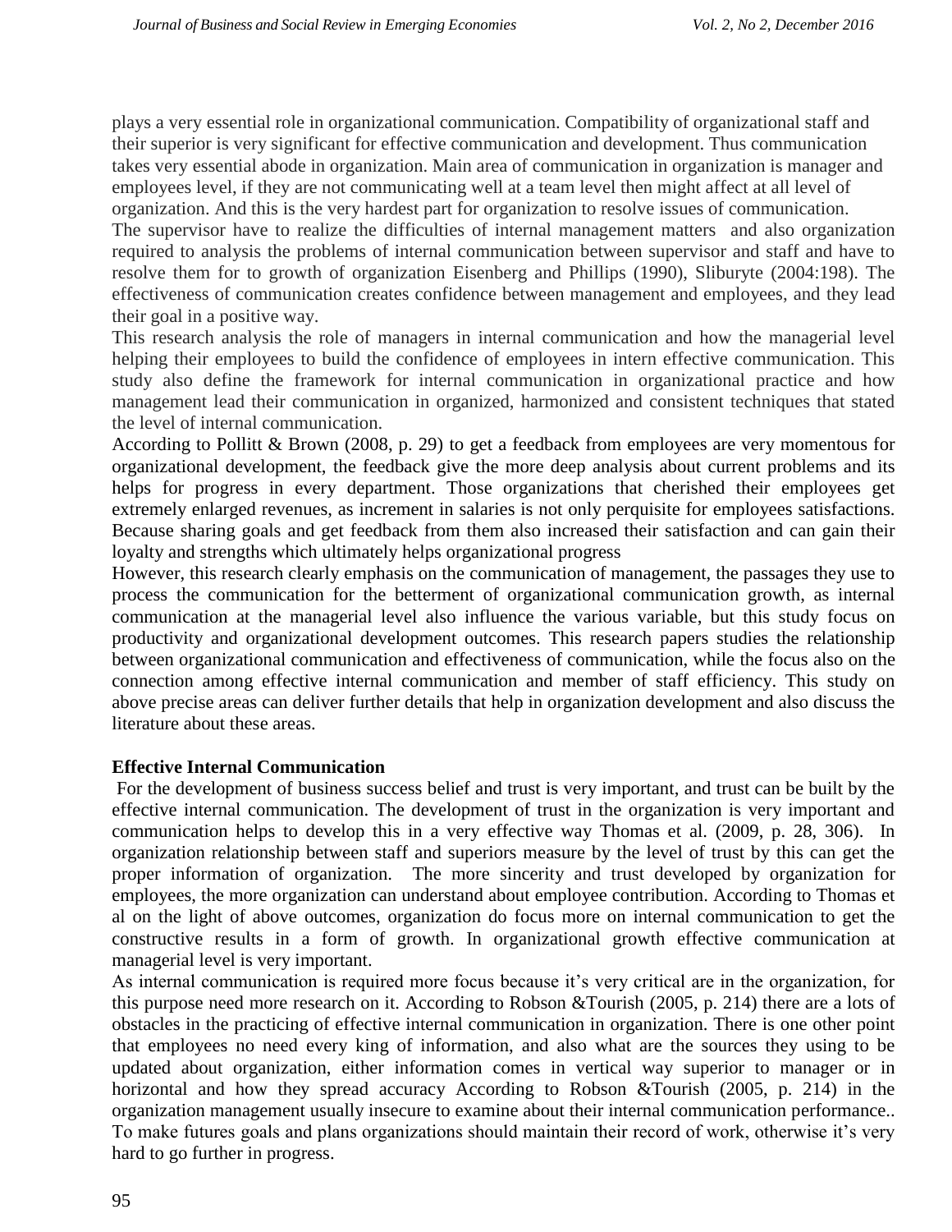plays a very essential role in organizational communication. Compatibility of organizational staff and their superior is very significant for effective communication and development. Thus communication takes very essential abode in organization. Main area of communication in organization is manager and employees level, if they are not communicating well at a team level then might affect at all level of organization. And this is the very hardest part for organization to resolve issues of communication.

The supervisor have to realize the difficulties of internal management matters and also organization required to analysis the problems of internal communication between supervisor and staff and have to resolve them for to growth of organization Eisenberg and Phillips (1990), Sliburyte (2004:198). The effectiveness of communication creates confidence between management and employees, and they lead their goal in a positive way.

This research analysis the role of managers in internal communication and how the managerial level helping their employees to build the confidence of employees in intern effective communication. This study also define the framework for internal communication in organizational practice and how management lead their communication in organized, harmonized and consistent techniques that stated the level of internal communication.

According to Pollitt & Brown (2008, p. 29) to get a feedback from employees are very momentous for organizational development, the feedback give the more deep analysis about current problems and its helps for progress in every department. Those organizations that cherished their employees get extremely enlarged revenues, as increment in salaries is not only perquisite for employees satisfactions. Because sharing goals and get feedback from them also increased their satisfaction and can gain their loyalty and strengths which ultimately helps organizational progress

However, this research clearly emphasis on the communication of management, the passages they use to process the communication for the betterment of organizational communication growth, as internal communication at the managerial level also influence the various variable, but this study focus on productivity and organizational development outcomes. This research papers studies the relationship between organizational communication and effectiveness of communication, while the focus also on the connection among effective internal communication and member of staff efficiency. This study on above precise areas can deliver further details that help in organization development and also discuss the literature about these areas.

**Effective Internal Communication**

For the development of business success belief and trust is very important, and trust can be built by the effective internal communication. The development of trust in the organization is very important and communication helps to develop this in a very effective way Thomas et al. (2009, p. 28, 306). In organization relationship between staff and superiors measure by the level of trust by this can get the proper information of organization. The more sincerity and trust developed by organization for employees, the more organization can understand about employee contribution. According to Thomas et al on the light of above outcomes, organization do focus more on internal communication to get the constructive results in a form of growth. In organizational growth effective communication at managerial level is very important.

As internal communication is required more focus because it's very critical are in the organization, for this purpose need more research on it. According to Robson &Tourish (2005, p. 214) there are a lots of obstacles in the practicing of effective internal communication in organization. There is one other point that employees no need every king of information, and also what are the sources they using to be updated about organization, either information comes in vertical way superior to manager or in horizontal and how they spread accuracy According to Robson &Tourish (2005, p. 214) in the organization management usually insecure to examine about their internal communication performance.. To make futures goals and plans organizations should maintain their record of work, otherwise it's very hard to go further in progress.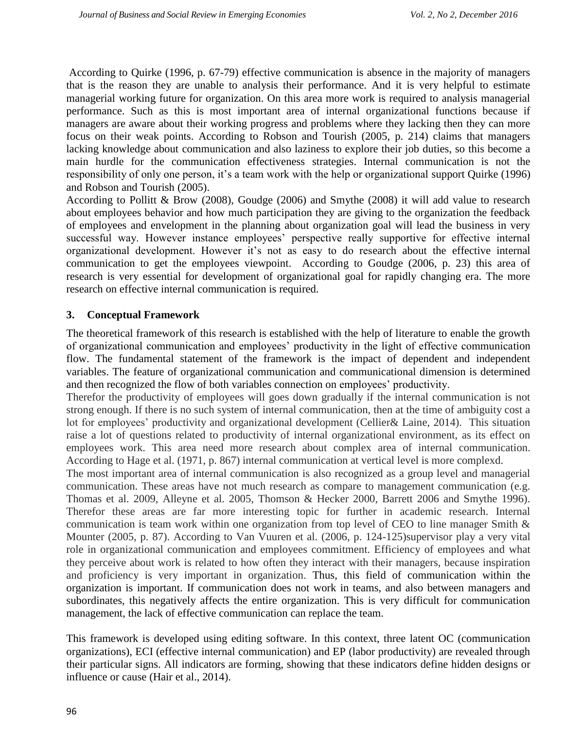According to Quirke (1996, p. 67-79) effective communication is absence in the majority of managers that is the reason they are unable to analysis their performance. And it is very helpful to estimate managerial working future for organization. On this area more work is required to analysis managerial performance. Such as this is most important area of internal organizational functions because if managers are aware about their working progress and problems where they lacking then they can more focus on their weak points. According to Robson and Tourish (2005, p. 214) claims that managers lacking knowledge about communication and also laziness to explore their job duties, so this become a main hurdle for the communication effectiveness strategies. Internal communication is not the responsibility of only one person, it's a team work with the help or organizational support Quirke (1996) and Robson and Tourish (2005).

According to Pollitt & Brow (2008), Goudge (2006) and Smythe (2008) it will add value to research about employees behavior and how much participation they are giving to the organization the feedback of employees and envelopment in the planning about organization goal will lead the business in very successful way. However instance employees' perspective really supportive for effective internal organizational development. However it's not as easy to do research about the effective internal communication to get the employees viewpoint. According to Goudge (2006, p. 23) this area of research is very essential for development of organizational goal for rapidly changing era. The more research on effective internal communication is required.

## 3. Conceptual Framework

The theoretical framework of this research is established with the help of literature to enable the growth of organizational communication and employees' productivity in the light of effective communication flow. The fundamental statement of the framework is the impact of dependent and independent variables. The feature of organizational communication and communicational dimension is determined and then recognized the flow of both variables connection on employees' productivity.

Therefor the productivity of employees will goes down gradually if the internal communication is not strong enough. If there is no such system of internal communication, then at the time of ambiguity cost a lot for employees' productivity and organizational development (Cellier& Laine, 2014). This situation raise a lot of questions related to productivity of internal organizational environment, as its effect on employees work. This area need more research about complex area of internal communication. According to Hage et al. (1971, p. 867) internal communication at vertical level is more complexd.

The most important area of internal communication is also recognized as a group level and managerial communication. These areas have not much research as compare to management communication (e.g. Thomas et al. 2009, Alleyne et al. 2005, Thomson & Hecker 2000, Barrett 2006 and Smythe 1996). Therefor these areas are far more interesting topic for further in academic research. Internal communication is team work within one organization from top level of CEO to line manager Smith & Mounter (2005, p. 87). According to Van Vuuren et al. (2006, p. 124-125)supervisor play a very vital role in organizational communication and employees commitment. Efficiency of employees and what they perceive about work is related to how often they interact with their managers, because inspiration and proficiency is very important in organization. Thus, this field of communication within the organization is important. If communication does not work in teams, and also between managers and subordinates, this negatively affects the entire organization. This is very difficult for communication management, the lack of effective communication can replace the team.

This framework is developed using editing software. In this context, three latent OC (communication organizations), ECI (effective internal communication) and EP (labor productivity) are revealed through their particular signs. All indicators are forming, showing that these indicators define hidden designs or influence or cause (Hair et al., 2014).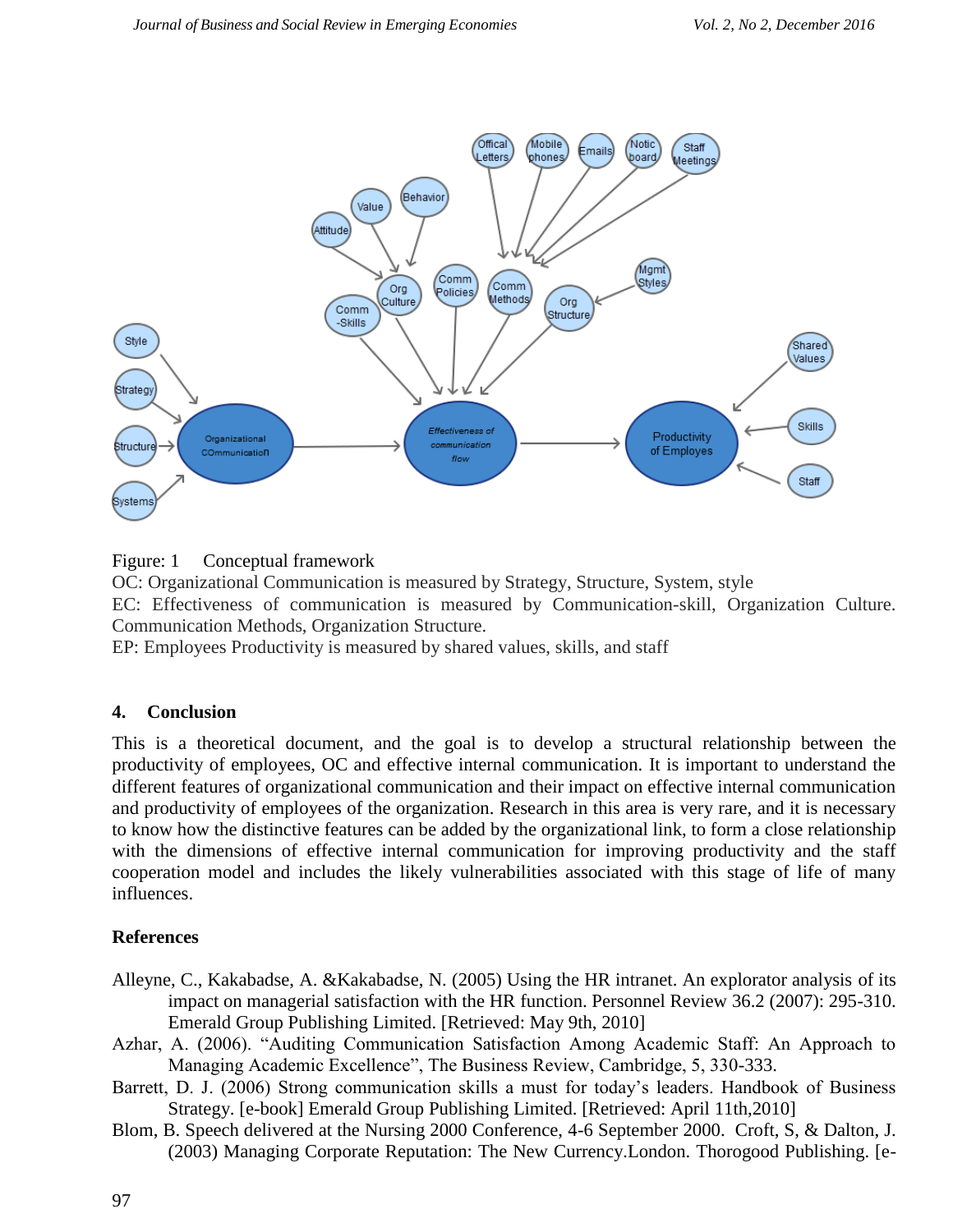Figure: 1 Conceptual framework

OC: Organizational Communication is measured by Strategy, Structure, System, style

EC: Effectiveness of communication is measured by Communication-skill, Organization Culture. Communication Methods, Organization Structure.

EP: Employees Productivity is measured by shared values, skills, and staff

## 4. Conclusion

This is a theoretical document, and the goal is to develop a structural relationship between the productivity of employees, OC and effective internal communication. It is important to understand the different features of organizational communication and their impact on effective internal communication and productivity of employees of the organization. Research in this area is very rare, and it is necessary to know how the distinctive features can be added by the organizational link, to form a close relationship with the dimensions of effective internal communication for improving productivity and the staff cooperation model and includes the likely vulnerabilities associated with this stage of life of many influences.

## References

Alleyne, C., Kakabadse, A. &Kakabadse, N. (2005) Using the HR intranet. An explorator analysis of its impact on managerial satisfaction with the HR function. Personnel Review 36.2 (2007): 295-310. Emerald Group Publishing Limited. [Retrieved: May 9th, 2010]

Azhar, A. (2006). "Auditing Communication Satisfaction Among Academic Staff: An Approach to Managing Academic Excellence", The Business Review, Cambridge, 5, 330-333.

Barrett, D. J. (2006) Strong communication skills a must for today's leaders. Handbook of Business Strategy. [e-book] Emerald Group Publishing Limited. [Retrieved: April 11th,2010]

Blom, B. Speech delivered at the Nursing 2000 Conference, 4-6 September 2000. Croft, S, & Dalton, J. (2003) Managing Corporate Reputation: The New Currency.London. Thorogood Publishing. [e-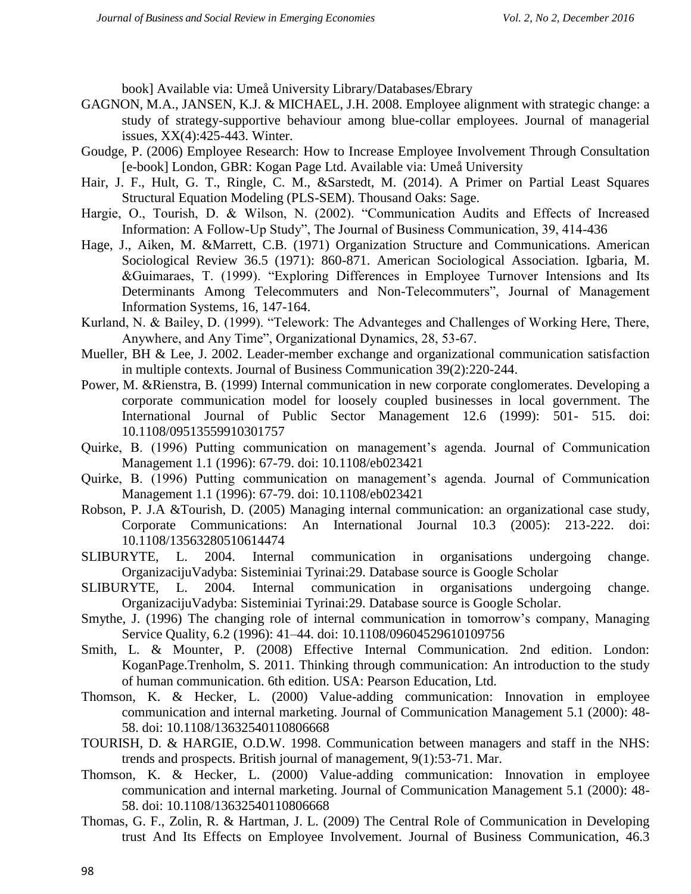book] Available via: Umeå University Library/Databases/Ebrary

GAGNON, M.A., JANSEN, K.J. & MICHAEL, J.H. 2008. Employee alignment with strategic change: a study of strategy-supportive behaviour among blue-collar employees. Journal of managerial issues, XX(4):425-443. Winter.

Goudge, P. (2006) Employee Research: How to Increase Employee Involvement Through Consultation [e-book] London, GBR: Kogan Page Ltd. Available via: Umeå University

Hair, J. F., Hult, G. T., Ringle, C. M., &Sarstedt, M. (2014). A Primer on Partial Least Squares Structural Equation Modeling (PLS-SEM). Thousand Oaks: Sage.

Hargie, O., Tourish, D. & Wilson, N. (2002). "Communication Audits and Effects of Increased Information: A Follow-Up Study", The Journal of Business Communication, 39, 414-436

Hage, J., Aiken, M. &Marrett, C.B. (1971) Organization Structure and Communications. American Sociological Review 36.5 (1971): 860-871. American Sociological Association. Igbaria, M. &Guimaraes, T. (1999). "Exploring Differences in Employee Turnover Intensions and Its Determinants Among Telecommuters and Non-Telecommuters", Journal of Management Information Systems, 16, 147-164.

Kurland, N. & Bailey, D. (1999). "Telework: The Advanteges and Challenges of Working Here, There, Anywhere, and Any Time", Organizational Dynamics, 28, 53-67.

Mueller, BH & Lee, J. 2002. Leader-member exchange and organizational communication satisfaction in multiple contexts. Journal of Business Communication 39(2):220-244.

Power, M. &Rienstra, B. (1999) Internal communication in new corporate conglomerates. Developing a corporate communication model for loosely coupled businesses in local government. The International Journal of Public Sector Management 12.6 (1999): 501- 515. doi: 10.1108/09513559910301757

Quirke, B. (1996) Putting communication on management's agenda. Journal of Communication Management 1.1 (1996): 67-79. doi: 10.1108/eb023421

Quirke, B. (1996) Putting communication on management's agenda. Journal of Communication Management 1.1 (1996): 67-79. doi: 10.1108/eb023421

Robson, P. J.A &Tourish, D. (2005) Managing internal communication: an organizational case study, Corporate Communications: An International Journal 10.3 (2005): 213-222. doi: 10.1108/13563280510614474

SLIBURYTE, L. 2004. Internal communication in organisations undergoing change. OrganizacijuVadyba: Sisteminiai Tyrinai:29. Database source is Google Scholar

SLIBURYTE, L. 2004. Internal communication in organisations undergoing change. OrganizacijuVadyba: Sisteminiai Tyrinai:29. Database source is Google Scholar.

Smythe, J. (1996) The changing role of internal communication in tomorrow's company, Managing Service Quality, 6.2 (1996): 41–44. doi: 10.1108/09604529610109756

Smith, L. & Mounter, P. (2008) Effective Internal Communication. 2nd edition. London: KoganPage.Trenholm, S. 2011. Thinking through communication: An introduction to the study of human communication. 6th edition. USA: Pearson Education, Ltd.

Thomson, K. & Hecker, L. (2000) Value-adding communication: Innovation in employee communication and internal marketing. Journal of Communication Management 5.1 (2000): 48-58. doi: 10.1108/13632540110806668

TOURISH, D. & HARGIE, O.D.W. 1998. Communication between managers and staff in the NHS: trends and prospects. British journal of management, 9(1):53-71. Mar.

Thomson, K. & Hecker, L. (2000) Value-adding communication: Innovation in employee communication and internal marketing. Journal of Communication Management 5.1 (2000): 48-58. doi: 10.1108/13632540110806668

Thomas, G. F., Zolin, R. & Hartman, J. L. (2009) The Central Role of Communication in Developing trust And Its Effects on Employee Involvement. Journal of Business Communication, 46.3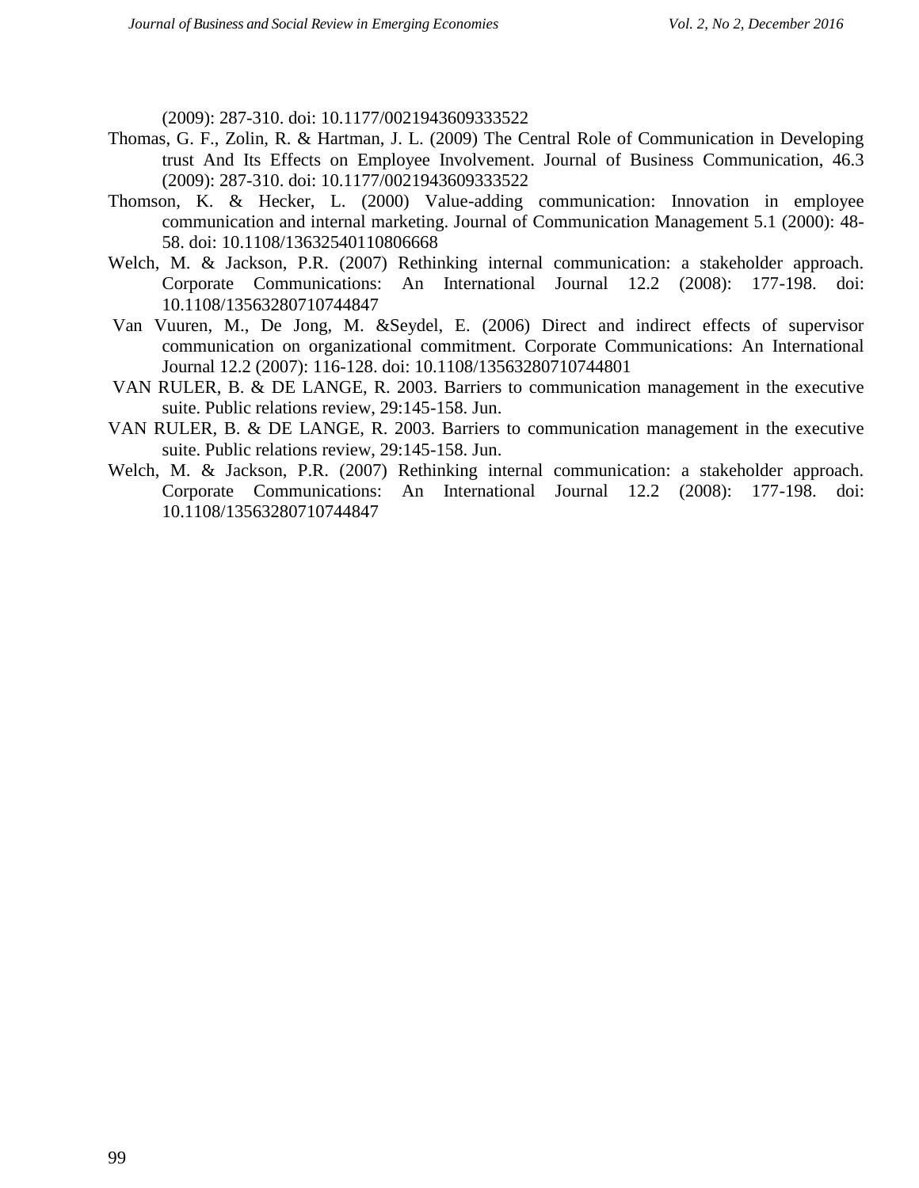(2009): 287-310. doi: 10.1177/0021943609333522

Thomas, G. F., Zolin, R. & Hartman, J. L. (2009) The Central Role of Communication in Developing trust And Its Effects on Employee Involvement. Journal of Business Communication, 46.3 (2009): 287-310. doi: 10.1177/0021943609333522

Thomson, K. & Hecker, L. (2000) Value-adding communication: Innovation in employee communication and internal marketing. Journal of Communication Management 5.1 (2000): 48-58. doi: 10.1108/13632540110806668

Welch, M. & Jackson, P.R. (2007) Rethinking internal communication: a stakeholder approach. Corporate Communications: An International Journal 12.2 (2008): 177-198. doi: 10.1108/13563280710744847

Van Vuuren, M., De Jong, M. &Seydel, E. (2006) Direct and indirect effects of supervisor communication on organizational commitment. Corporate Communications: An International Journal 12.2 (2007): 116-128. doi: 10.1108/13563280710744801

VAN RULER, B. & DE LANGE, R. 2003. Barriers to communication management in the executive suite. Public relations review, 29:145-158. Jun.

VAN RULER, B. & DE LANGE, R. 2003. Barriers to communication management in the executive suite. Public relations review, 29:145-158. Jun.

Welch, M. & Jackson, P.R. (2007) Rethinking internal communication: a stakeholder approach. Corporate Communications: An International Journal 12.2 (2008): 177-198. doi: 10.1108/13563280710744847